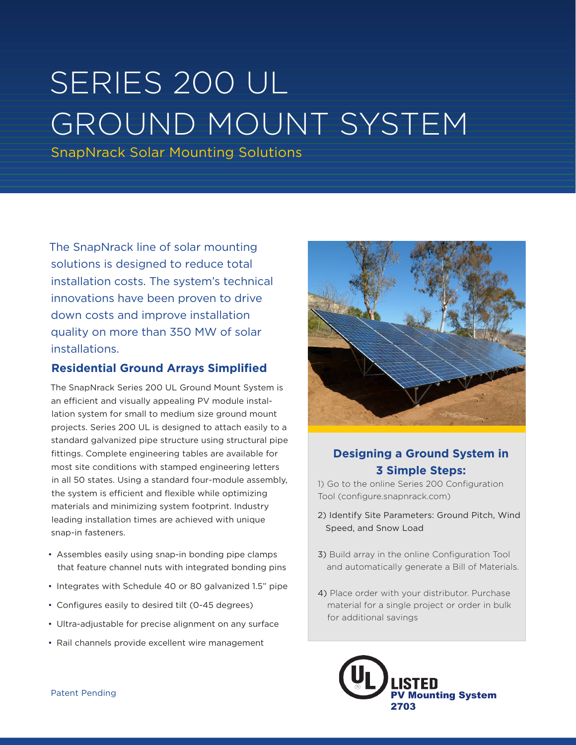# SERIES 200 UL GROUND MOUNT SYSTEM

SnapNrack Solar Mounting Solutions

The SnapNrack line of solar mounting solutions is designed to reduce total installation costs. The system's technical innovations have been proven to drive down costs and improve installation quality on more than 350 MW of solar installations.

## Residential Ground Arrays Simplified

The SnapNrack Series 200 UL Ground Mount System is an efficient and visually appealing PV module installation system for small to medium size ground mount projects. Series 200 UL is designed to attach easily to a standard galvanized pipe structure using structural pipe fittings. Complete engineering tables are available for most site conditions with stamped engineering letters in all 50 states. Using a standard four-module assembly, the system is efficient and flexible while optimizing materials and minimizing system footprint. Industry leading installation times are achieved with unique snap-in fasteners.

- Assembles easily using snap-in bonding pipe clamps that feature channel nuts with integrated bonding pins
- Integrates with Schedule 40 or 80 galvanized 1.5" pipe
- Configures easily to desired tilt (0-45 degrees)
- Ultra-adjustable for precise alignment on any surface
- Rail channels provide excellent wire management

## Designing a Ground System in 3 Simple Steps:

1) Go to the online Series 200 Configuration Tool (configure.snapnrack.com)

2) Identify Site Parameters: Ground Pitch, Wind Speed, and Snow Load

3) Build array in the online Configuration Tool and automatically generate a Bill of Materials.

4) Place order with your distributor. Purchase material for a single project or order in bulk for additional savings

UL LISTED PV Mounting System 2703

Patent Pending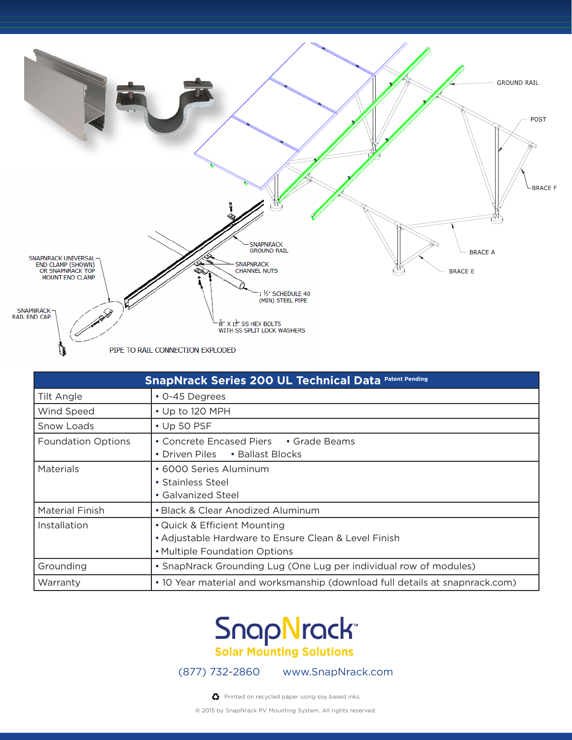GROUND RAIL

POST

BRACE F

BRACE A

BRACE E

SNAPNRACK GROUND RAIL

SNAPNRACK CHANNEL NUTS

SNAPNRACK UNIVERSAL END CLAMP (SHOWN) OR SNAPNRACK TOP MOUNT END CLAMP

1 ½" SCHEDULE 40 (MIN) STEEL PIPE

SNAPNRACK RAIL END CAP

$\frac{5}{16}$" X 1$\frac{1}{2}$" SS HEX BOLTS WITH SS SPLIT LOCK WASHERS

PIPE TO RAIL CONNECTION EXPLODED

| SnapNrack Series 200 UL Technical Data Patent Pending | |
|---|---|
| Tilt Angle | • 0-45 Degrees |
| Wind Speed | • Up to 120 MPH |
| Snow Loads | • Up 50 PSF |
| Foundation Options | • Concrete Encased Piers • Grade Beams<br>• Driven Piles • Ballast Blocks |
| Materials | • 6000 Series Aluminum<br>• Stainless Steel<br>• Galvanized Steel |
| Material Finish | • Black & Clear Anodized Aluminum |
| Installation | • Quick & Efficient Mounting<br>• Adjustable Hardware to Ensure Clean & Level Finish<br>• Multiple Foundation Options |
| Grounding | • SnapNrack Grounding Lug (One Lug per individual row of modules) |
| Warranty | • 10 Year material and worksmanship (download full details at snapnrack.com) |

SnapNrack™

Solar Mounting Solutions

(877) 732-2860 www.SnapNrack.com

Printed on recycled paper using soy based inks.

© 2015 by SnapNrack PV Mounting System. All rights reserved.